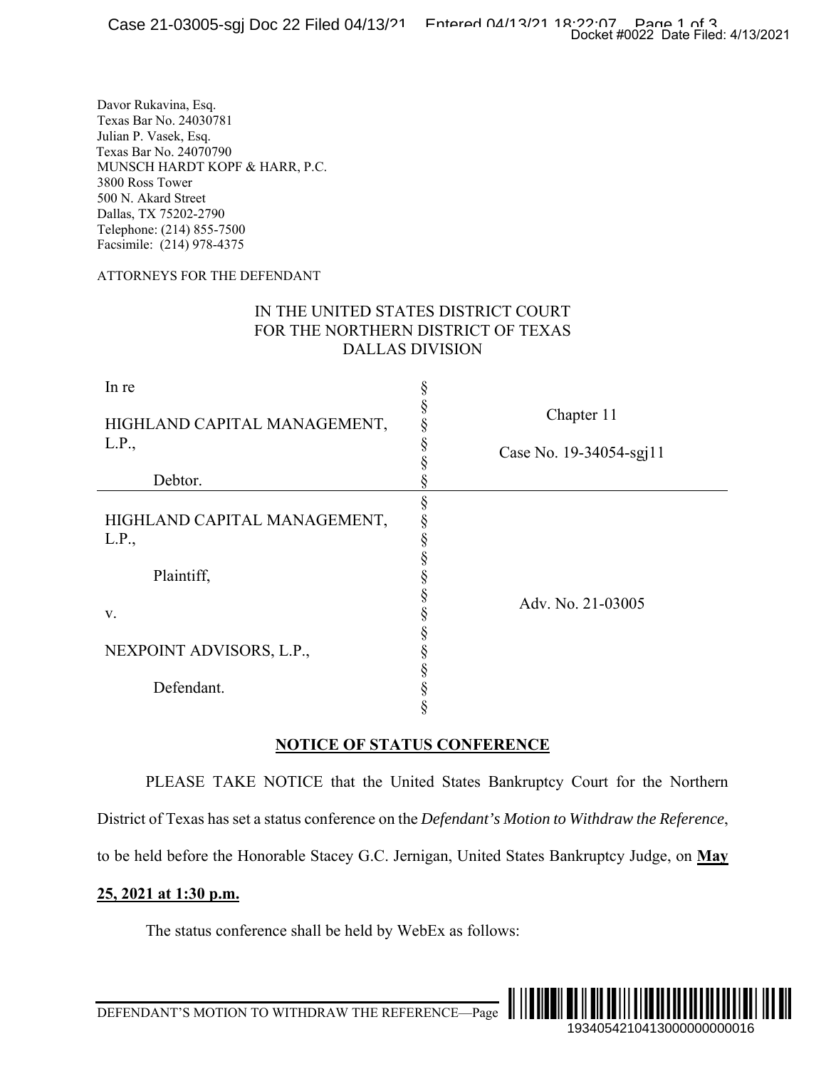Davor Rukavina, Esq.
Texas Bar No. 24030781
Julian P. Vasek, Esq.
Texas Bar No. 24070790
MUNSCH HARDT KOPF & HARR, P.C.
3800 Ross Tower
500 N. Akard Street
Dallas, TX 75202-2790
Telephone: (214) 855-7500
Facsimile: (214) 978-4375

ATTORNEYS FOR THE DEFENDANT

IN THE UNITED STATES DISTRICT COURT
FOR THE NORTHERN DISTRICT OF TEXAS
DALLAS DIVISION

| | | |
|---|---|---|
| In re<br><br>HIGHLAND CAPITAL MANAGEMENT, L.P.,<br><br>Debtor. | § | Chapter 11<br><br>Case No. 19-34054-sgj11 |
| HIGHLAND CAPITAL MANAGEMENT, L.P.,<br><br>Plaintiff,<br><br>v.<br><br>NEXPOINT ADVISORS, L.P.,<br><br>Defendant. | § | Adv. No. 21-03005 |

## NOTICE OF STATUS CONFERENCE

PLEASE TAKE NOTICE that the United States Bankruptcy Court for the Northern District of Texas has set a status conference on the *Defendant's Motion to Withdraw the Reference*, to be held before the Honorable Stacey G.C. Jernigan, United States Bankruptcy Judge, on **May 25, 2021 at 1:30 p.m.**

The status conference shall be held by WebEx as follows: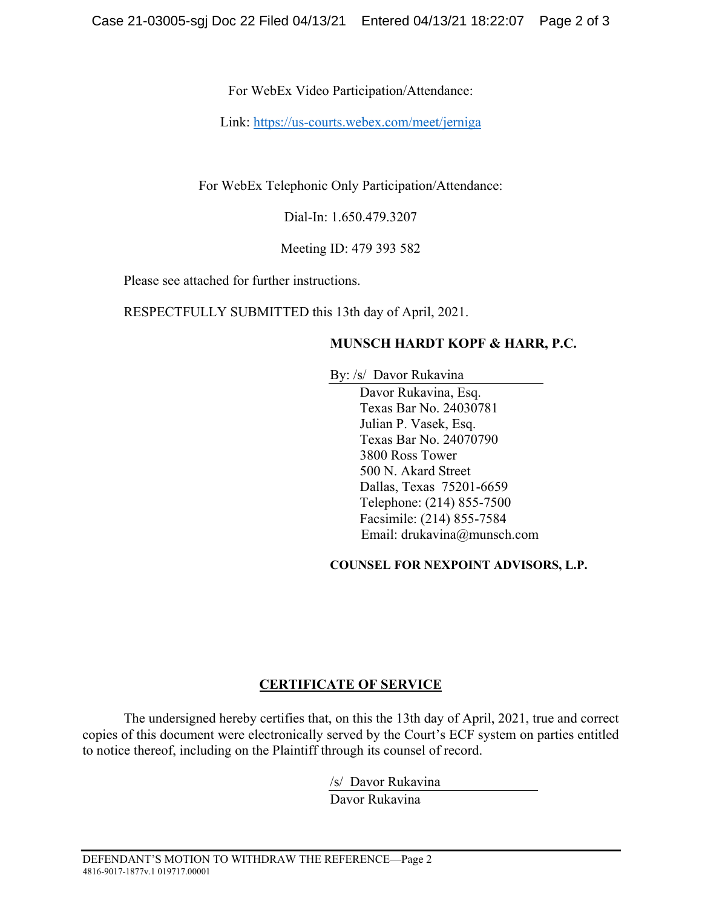For WebEx Video Participation/Attendance:

Link: https://us-courts.webex.com/meet/jerniga

For WebEx Telephonic Only Participation/Attendance:

Dial-In: 1.650.479.3207

Meeting ID: 479 393 582

Please see attached for further instructions.

RESPECTFULLY SUBMITTED this 13th day of April, 2021.

**MUNSCH HARDT KOPF & HARR, P.C.**

By: /s/ Davor Rukavina
Davor Rukavina, Esq.
Texas Bar No. 24030781
Julian P. Vasek, Esq.
Texas Bar No. 24070790
3800 Ross Tower
500 N. Akard Street
Dallas, Texas 75201-6659
Telephone: (214) 855-7500
Facsimile: (214) 855-7584
Email: drukavina@munsch.com

**COUNSEL FOR NEXPOINT ADVISORS, L.P.**

## CERTIFICATE OF SERVICE

The undersigned hereby certifies that, on this the 13th day of April, 2021, true and correct copies of this document were electronically served by the Court's ECF system on parties entitled to notice thereof, including on the Plaintiff through its counsel of record.

/s/ Davor Rukavina
Davor Rukavina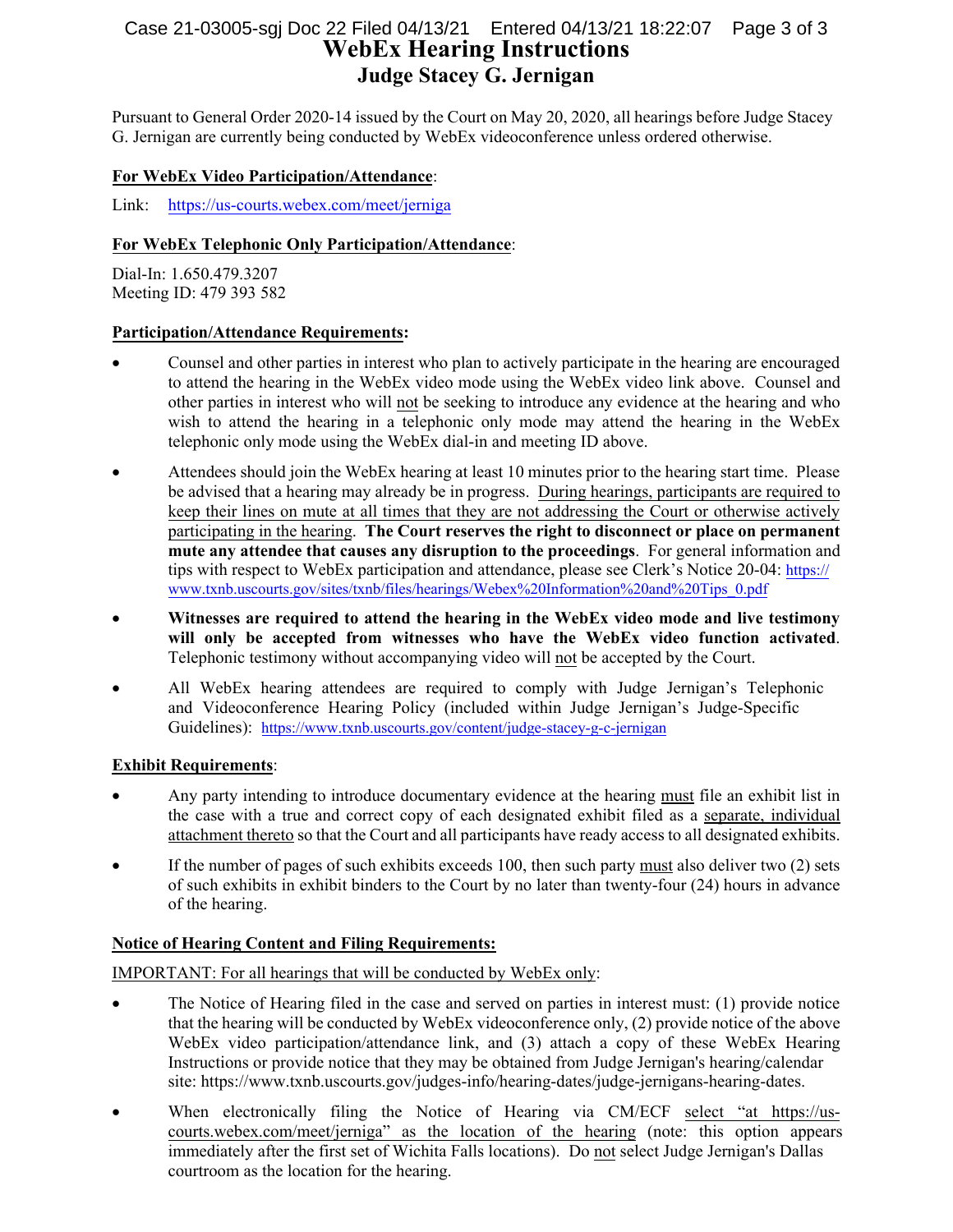# WebEx Hearing Instructions
## Judge Stacey G. Jernigan

Pursuant to General Order 2020-14 issued by the Court on May 20, 2020, all hearings before Judge Stacey G. Jernigan are currently being conducted by WebEx videoconference unless ordered otherwise.

**For WebEx Video Participation/Attendance**:

Link: https://us-courts.webex.com/meet/jerniga

**For WebEx Telephonic Only Participation/Attendance**:

Dial-In: 1.650.479.3207
Meeting ID: 479 393 582

**Participation/Attendance Requirements:**

- Counsel and other parties in interest who plan to actively participate in the hearing are encouraged to attend the hearing in the WebEx video mode using the WebEx video link above. Counsel and other parties in interest who will not be seeking to introduce any evidence at the hearing and who wish to attend the hearing in a telephonic only mode may attend the hearing in the WebEx telephonic only mode using the WebEx dial-in and meeting ID above.
- Attendees should join the WebEx hearing at least 10 minutes prior to the hearing start time. Please be advised that a hearing may already be in progress. During hearings, participants are required to keep their lines on mute at all times that they are not addressing the Court or otherwise actively participating in the hearing. **The Court reserves the right to disconnect or place on permanent mute any attendee that causes any disruption to the proceedings**. For general information and tips with respect to WebEx participation and attendance, please see Clerk's Notice 20-04: https://www.txnb.uscourts.gov/sites/txnb/files/hearings/Webex%20Information%20and%20Tips_0.pdf
- **Witnesses are required to attend the hearing in the WebEx video mode and live testimony will only be accepted from witnesses who have the WebEx video function activated**. Telephonic testimony without accompanying video will not be accepted by the Court.
- All WebEx hearing attendees are required to comply with Judge Jernigan's Telephonic and Videoconference Hearing Policy (included within Judge Jernigan's Judge-Specific Guidelines): https://www.txnb.uscourts.gov/content/judge-stacey-g-c-jernigan

**Exhibit Requirements**:

- Any party intending to introduce documentary evidence at the hearing must file an exhibit list in the case with a true and correct copy of each designated exhibit filed as a separate, individual attachment thereto so that the Court and all participants have ready access to all designated exhibits.
- If the number of pages of such exhibits exceeds 100, then such party must also deliver two (2) sets of such exhibits in exhibit binders to the Court by no later than twenty-four (24) hours in advance of the hearing.

**Notice of Hearing Content and Filing Requirements:**

IMPORTANT: For all hearings that will be conducted by WebEx only:

- The Notice of Hearing filed in the case and served on parties in interest must: (1) provide notice that the hearing will be conducted by WebEx videoconference only, (2) provide notice of the above WebEx video participation/attendance link, and (3) attach a copy of these WebEx Hearing Instructions or provide notice that they may be obtained from Judge Jernigan's hearing/calendar site: https://www.txnb.uscourts.gov/judges-info/hearing-dates/judge-jernigans-hearing-dates.
- When electronically filing the Notice of Hearing via CM/ECF select "at https://us-courts.webex.com/meet/jerniga" as the location of the hearing (note: this option appears immediately after the first set of Wichita Falls locations). Do not select Judge Jernigan's Dallas courtroom as the location for the hearing.